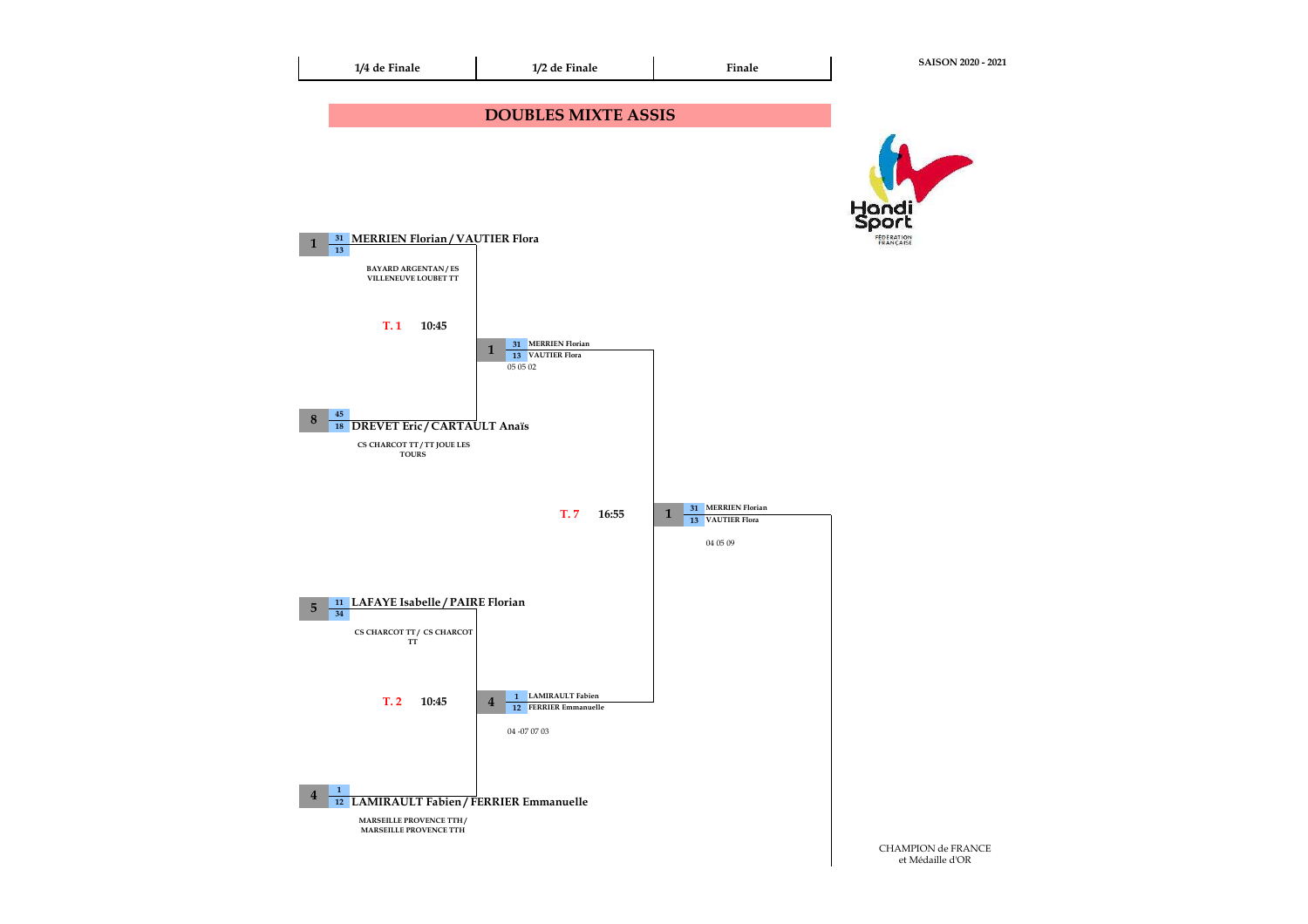| 1/4 de Finale | 1/2 de Finale | Finale |
|---|---|---|

SAISON 2020 - 2021

# DOUBLES MIXTE ASSIS

**1** | 31 / 13 | **MERRIEN Florian / VAUTIER Flora**
BAYARD ARGENTAN / ES VILLENEUVE LOUBET TT

T. 1 — 10:45

**1** | 31 MERRIEN Florian / 13 VAUTIER Flora
05 05 02

**8** | 45 / 18 | **DREVET Eric / CARTAULT Anaïs**
CS CHARCOT TT / TT JOUE LES TOURS

T. 7 — 16:55

**1** | 31 MERRIEN Florian / 13 VAUTIER Flora
04 05 09

**5** | 11 / 34 | **LAFAYE Isabelle / PAIRE Florian**
CS CHARCOT TT / CS CHARCOT TT

T. 2 — 10:45

**4** | 1 LAMIRAULT Fabien / 12 FERRIER Emmanuelle
04 -07 07 03

**4** | 1 / 12 | **LAMIRAULT Fabien / FERRIER Emmanuelle**
MARSEILLE PROVENCE TTH / MARSEILLE PROVENCE TTH

CHAMPION de FRANCE
et Médaille d'OR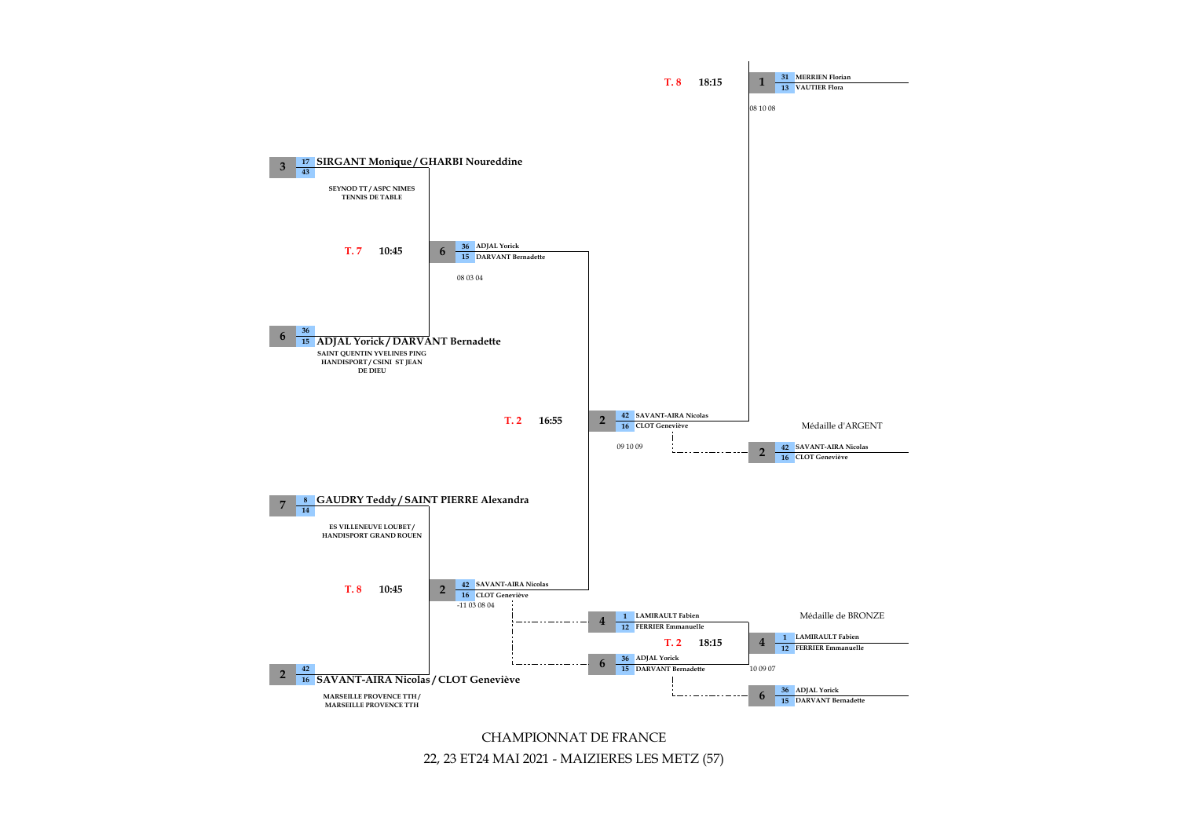T. 8 18:15

1 | 31 MERRIEN Florian | 13 VAUTIER Flora

08 10 08

3 | 17 | 43 **SIRGANT Monique / GHARBI Noureddine**

SEYNOD TT / ASPC NIMES TENNIS DE TABLE

T. 7 10:45

6 | 36 ADJAL Yorick | 15 DARVANT Bernadette

08 03 04

6 | 36 | 15 **ADJAL Yorick / DARVANT Bernadette**

SAINT QUENTIN YVELINES PING HANDISPORT / CSINI ST JEAN DE DIEU

T. 2 16:55

2 | 42 SAVANT-AIRA Nicolas | 16 CLOT Geneviève

09 10 09

Médaille d'ARGENT

2 | 42 SAVANT-AIRA Nicolas | 16 CLOT Geneviève

7 | 8 | 14 **GAUDRY Teddy / SAINT PIERRE Alexandra**

ES VILLENEUVE LOUBET / HANDISPORT GRAND ROUEN

T. 8 10:45

2 | 42 SAVANT-AIRA Nicolas | 16 CLOT Geneviève

-11 03 08 04

4 | 1 LAMIRAULT Fabien | 12 FERRIER Emmanuelle

Médaille de BRONZE

T. 2 18:15

4 | 1 LAMIRAULT Fabien | 12 FERRIER Emmanuelle

6 | 36 ADJAL Yorick | 15 DARVANT Bernadette

10 09 07

6 | 36 ADJAL Yorick | 15 DARVANT Bernadette

2 | 42 | 16 **SAVANT-AIRA Nicolas / CLOT Geneviève**

MARSEILLE PROVENCE TTH / MARSEILLE PROVENCE TTH

CHAMPIONNAT DE FRANCE

22, 23 ET24 MAI 2021 - MAIZIERES LES METZ (57)